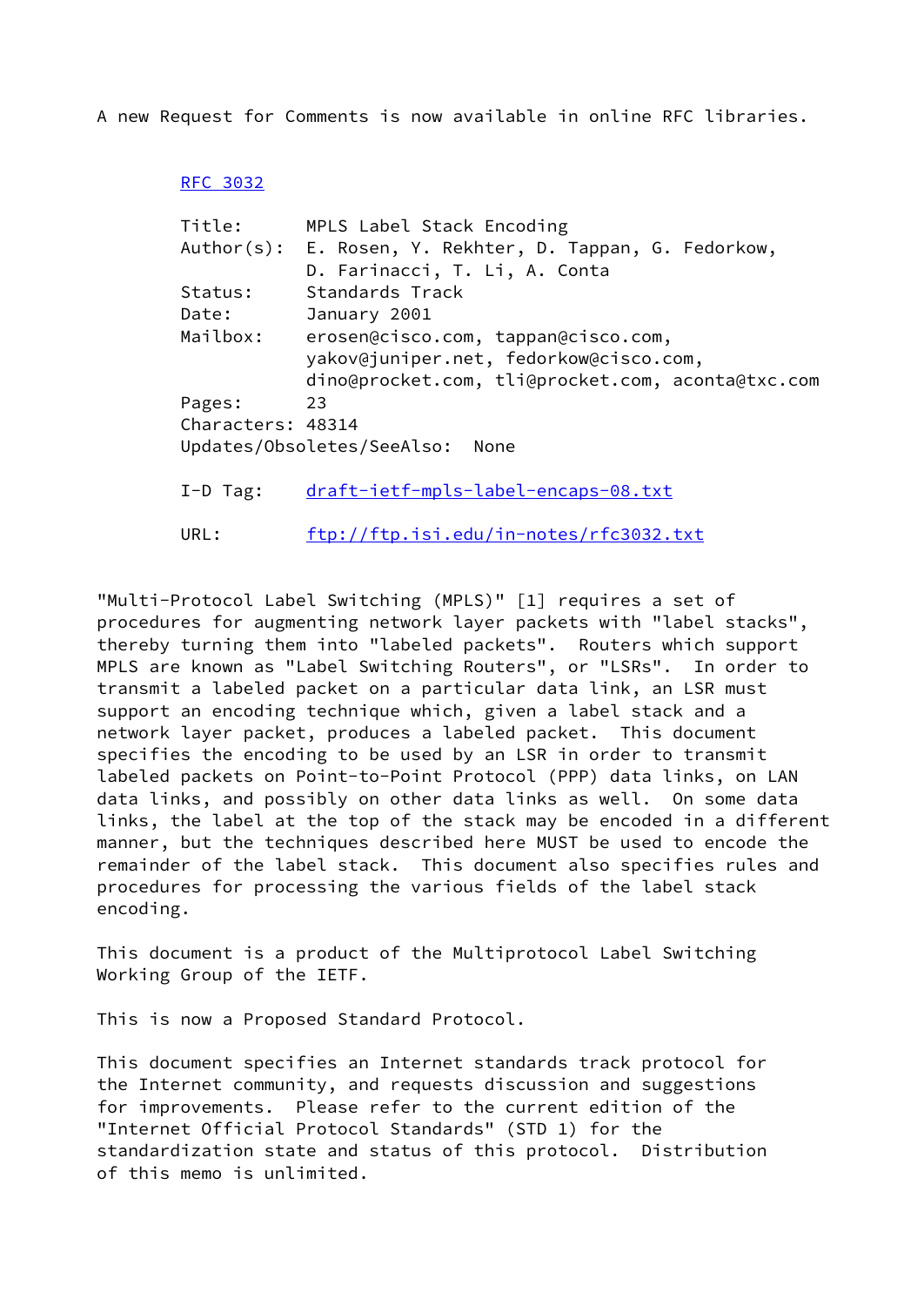A new Request for Comments is now available in online RFC libraries.

RFC 3032

```
Title:      MPLS Label Stack Encoding
Author(s):  E. Rosen, Y. Rekhter, D. Tappan, G. Fedorkow,
            D. Farinacci, T. Li, A. Conta
Status:     Standards Track
Date:       January 2001
Mailbox:    erosen@cisco.com, tappan@cisco.com,
            yakov@juniper.net, fedorkow@cisco.com,
            dino@procket.com, tli@procket.com, aconta@txc.com
Pages:      23
Characters: 48314
Updates/Obsoletes/SeeAlso:  None

I-D Tag:    draft-ietf-mpls-label-encaps-08.txt

URL:        ftp://ftp.isi.edu/in-notes/rfc3032.txt
```

"Multi-Protocol Label Switching (MPLS)" [1] requires a set of procedures for augmenting network layer packets with "label stacks", thereby turning them into "labeled packets". Routers which support MPLS are known as "Label Switching Routers", or "LSRs". In order to transmit a labeled packet on a particular data link, an LSR must support an encoding technique which, given a label stack and a network layer packet, produces a labeled packet. This document specifies the encoding to be used by an LSR in order to transmit labeled packets on Point-to-Point Protocol (PPP) data links, on LAN data links, and possibly on other data links as well. On some data links, the label at the top of the stack may be encoded in a different manner, but the techniques described here MUST be used to encode the remainder of the label stack. This document also specifies rules and procedures for processing the various fields of the label stack encoding.

This document is a product of the Multiprotocol Label Switching Working Group of the IETF.

This is now a Proposed Standard Protocol.

This document specifies an Internet standards track protocol for the Internet community, and requests discussion and suggestions for improvements. Please refer to the current edition of the "Internet Official Protocol Standards" (STD 1) for the standardization state and status of this protocol. Distribution of this memo is unlimited.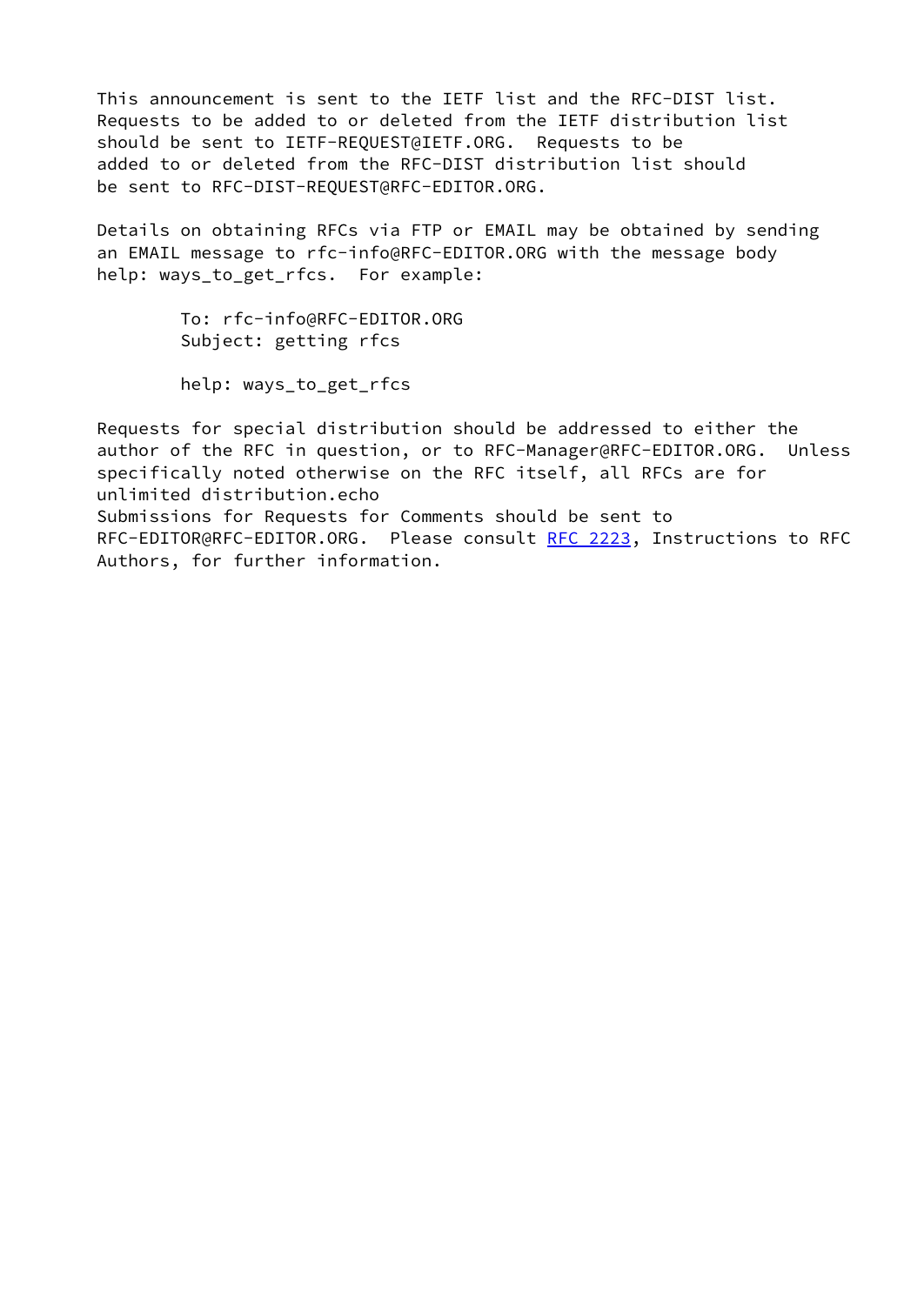This announcement is sent to the IETF list and the RFC-DIST list.
Requests to be added to or deleted from the IETF distribution list
should be sent to IETF-REQUEST@IETF.ORG.  Requests to be
added to or deleted from the RFC-DIST distribution list should
be sent to RFC-DIST-REQUEST@RFC-EDITOR.ORG.

Details on obtaining RFCs via FTP or EMAIL may be obtained by sending
an EMAIL message to rfc-info@RFC-EDITOR.ORG with the message body
help: ways_to_get_rfcs.  For example:

```
        To: rfc-info@RFC-EDITOR.ORG
        Subject: getting rfcs

        help: ways_to_get_rfcs
```

Requests for special distribution should be addressed to either the
author of the RFC in question, or to RFC-Manager@RFC-EDITOR.ORG.  Unless
specifically noted otherwise on the RFC itself, all RFCs are for
unlimited distribution.echo
Submissions for Requests for Comments should be sent to
RFC-EDITOR@RFC-EDITOR.ORG.  Please consult RFC 2223, Instructions to RFC
Authors, for further information.